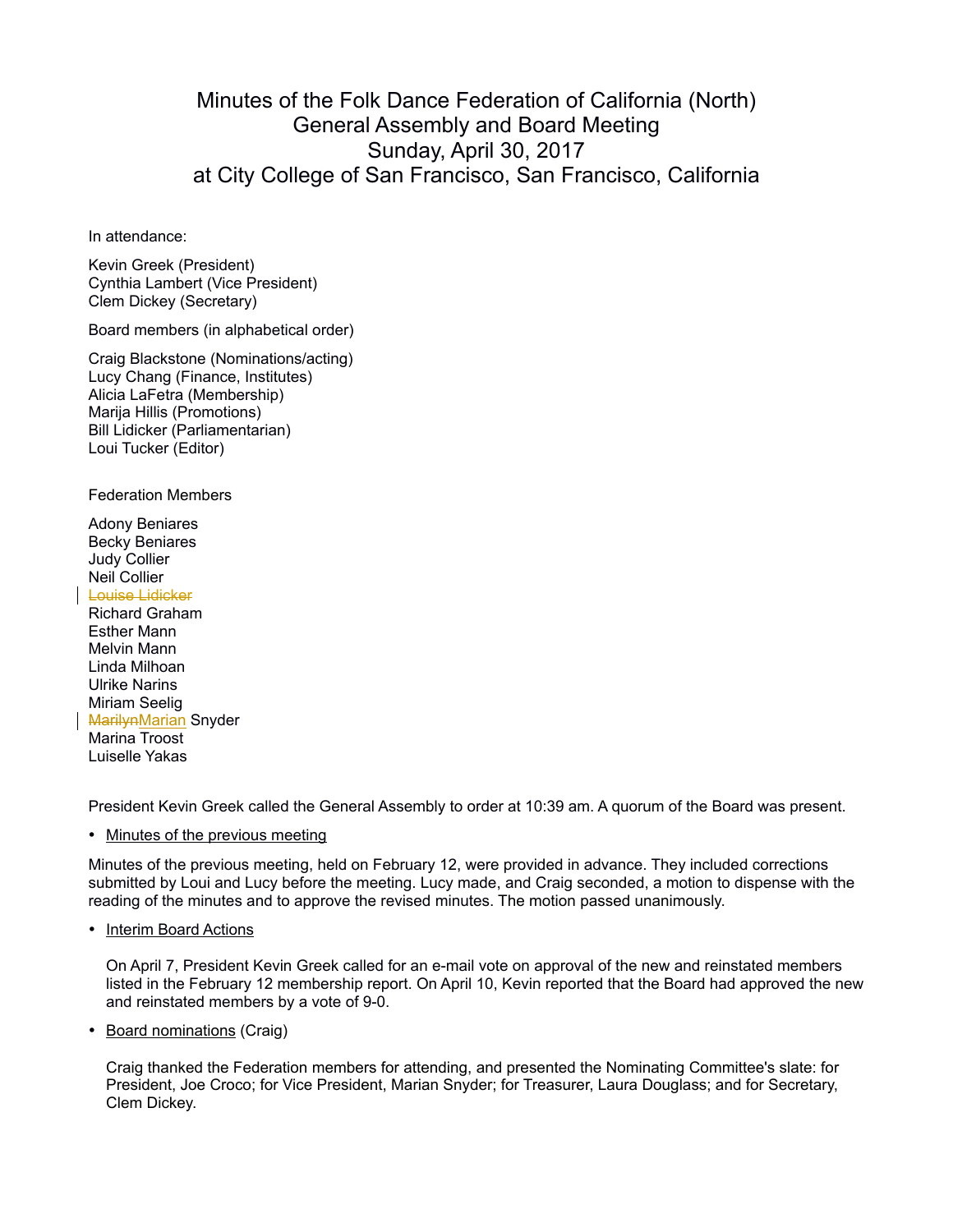# Minutes of the Folk Dance Federation of California (North) General Assembly and Board Meeting Sunday, April 30, 2017 at City College of San Francisco, San Francisco, California

In attendance:

Kevin Greek (President)
Cynthia Lambert (Vice President)
Clem Dickey (Secretary)

Board members (in alphabetical order)

Craig Blackstone (Nominations/acting)
Lucy Chang (Finance, Institutes)
Alicia LaFetra (Membership)
Marija Hillis (Promotions)
Bill Lidicker (Parliamentarian)
Loui Tucker (Editor)

Federation Members

Adony Beniares
Becky Beniares
Judy Collier
Neil Collier
~~Louise Lidicker~~
Richard Graham
Esther Mann
Melvin Mann
Linda Milhoan
Ulrike Narins
Miriam Seelig
~~Marilyn~~Marian Snyder
Marina Troost
Luiselle Yakas

President Kevin Greek called the General Assembly to order at 10:39 am. A quorum of the Board was present.

- Minutes of the previous meeting

Minutes of the previous meeting, held on February 12, were provided in advance. They included corrections submitted by Loui and Lucy before the meeting. Lucy made, and Craig seconded, a motion to dispense with the reading of the minutes and to approve the revised minutes. The motion passed unanimously.

- Interim Board Actions

On April 7, President Kevin Greek called for an e-mail vote on approval of the new and reinstated members listed in the February 12 membership report. On April 10, Kevin reported that the Board had approved the new and reinstated members by a vote of 9-0.

- Board nominations (Craig)

Craig thanked the Federation members for attending, and presented the Nominating Committee's slate: for President, Joe Croco; for Vice President, Marian Snyder; for Treasurer, Laura Douglass; and for Secretary, Clem Dickey.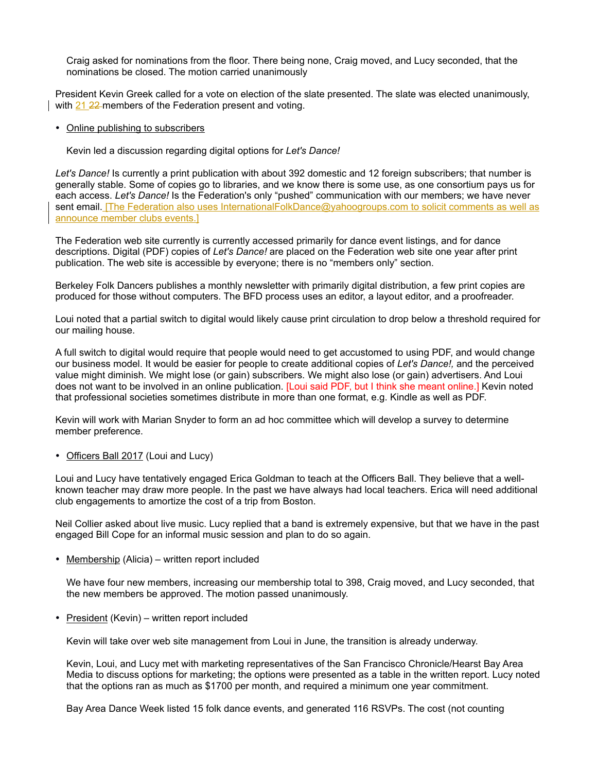Craig asked for nominations from the floor. There being none, Craig moved, and Lucy seconded, that the nominations be closed. The motion carried unanimously

President Kevin Greek called for a vote on election of the slate presented. The slate was elected unanimously, with 21 ~~22~~ members of the Federation present and voting.

- Online publishing to subscribers

  Kevin led a discussion regarding digital options for *Let's Dance!*

*Let's Dance!* Is currently a print publication with about 392 domestic and 12 foreign subscribers; that number is generally stable. Some of copies go to libraries, and we know there is some use, as one consortium pays us for each access. *Let's Dance!* Is the Federation's only "pushed" communication with our members; we have never sent email. [The Federation also uses InternationalFolkDance@yahoogroups.com to solicit comments as well as announce member clubs events.]

The Federation web site currently is currently accessed primarily for dance event listings, and for dance descriptions. Digital (PDF) copies of *Let's Dance!* are placed on the Federation web site one year after print publication. The web site is accessible by everyone; there is no "members only" section.

Berkeley Folk Dancers publishes a monthly newsletter with primarily digital distribution, a few print copies are produced for those without computers. The BFD process uses an editor, a layout editor, and a proofreader.

Loui noted that a partial switch to digital would likely cause print circulation to drop below a threshold required for our mailing house.

A full switch to digital would require that people would need to get accustomed to using PDF, and would change our business model. It would be easier for people to create additional copies of *Let's Dance!,* and the perceived value might diminish. We might lose (or gain) subscribers. We might also lose (or gain) advertisers. And Loui does not want to be involved in an online publication. [Loui said PDF, but I think she meant online.] Kevin noted that professional societies sometimes distribute in more than one format, e.g. Kindle as well as PDF.

Kevin will work with Marian Snyder to form an ad hoc committee which will develop a survey to determine member preference.

- Officers Ball 2017 (Loui and Lucy)

Loui and Lucy have tentatively engaged Erica Goldman to teach at the Officers Ball. They believe that a well-known teacher may draw more people. In the past we have always had local teachers. Erica will need additional club engagements to amortize the cost of a trip from Boston.

Neil Collier asked about live music. Lucy replied that a band is extremely expensive, but that we have in the past engaged Bill Cope for an informal music session and plan to do so again.

- Membership (Alicia) – written report included

  We have four new members, increasing our membership total to 398, Craig moved, and Lucy seconded, that the new members be approved. The motion passed unanimously.

- President (Kevin) – written report included

  Kevin will take over web site management from Loui in June, the transition is already underway.

  Kevin, Loui, and Lucy met with marketing representatives of the San Francisco Chronicle/Hearst Bay Area Media to discuss options for marketing; the options were presented as a table in the written report. Lucy noted that the options ran as much as $1700 per month, and required a minimum one year commitment.

  Bay Area Dance Week listed 15 folk dance events, and generated 116 RSVPs. The cost (not counting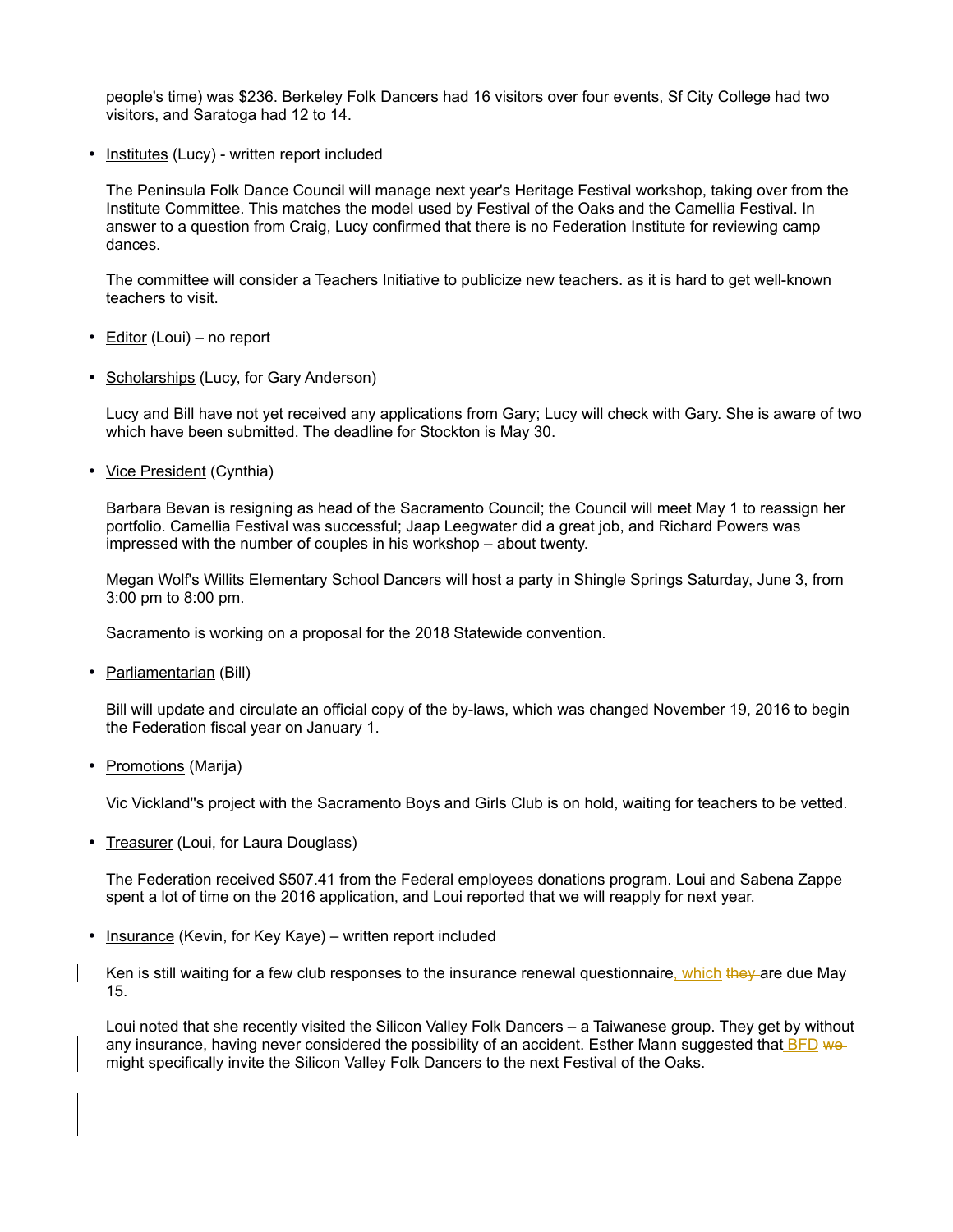people's time) was $236. Berkeley Folk Dancers had 16 visitors over four events, Sf City College had two visitors, and Saratoga had 12 to 14.

- Institutes (Lucy) - written report included

  The Peninsula Folk Dance Council will manage next year's Heritage Festival workshop, taking over from the Institute Committee. This matches the model used by Festival of the Oaks and the Camellia Festival. In answer to a question from Craig, Lucy confirmed that there is no Federation Institute for reviewing camp dances.

  The committee will consider a Teachers Initiative to publicize new teachers. as it is hard to get well-known teachers to visit.

- Editor (Loui) – no report

- Scholarships (Lucy, for Gary Anderson)

  Lucy and Bill have not yet received any applications from Gary; Lucy will check with Gary. She is aware of two which have been submitted. The deadline for Stockton is May 30.

- Vice President (Cynthia)

  Barbara Bevan is resigning as head of the Sacramento Council; the Council will meet May 1 to reassign her portfolio. Camellia Festival was successful; Jaap Leegwater did a great job, and Richard Powers was impressed with the number of couples in his workshop – about twenty.

  Megan Wolf's Willits Elementary School Dancers will host a party in Shingle Springs Saturday, June 3, from 3:00 pm to 8:00 pm.

  Sacramento is working on a proposal for the 2018 Statewide convention.

- Parliamentarian (Bill)

  Bill will update and circulate an official copy of the by-laws, which was changed November 19, 2016 to begin the Federation fiscal year on January 1.

- Promotions (Marija)

  Vic Vickland''s project with the Sacramento Boys and Girls Club is on hold, waiting for teachers to be vetted.

- Treasurer (Loui, for Laura Douglass)

  The Federation received $507.41 from the Federal employees donations program. Loui and Sabena Zappe spent a lot of time on the 2016 application, and Loui reported that we will reapply for next year.

- Insurance (Kevin, for Key Kaye) – written report included

  Ken is still waiting for a few club responses to the insurance renewal questionnaire, which ~~they~~ are due May 15.

  Loui noted that she recently visited the Silicon Valley Folk Dancers – a Taiwanese group. They get by without any insurance, having never considered the possibility of an accident. Esther Mann suggested that BFD ~~we~~ might specifically invite the Silicon Valley Folk Dancers to the next Festival of the Oaks.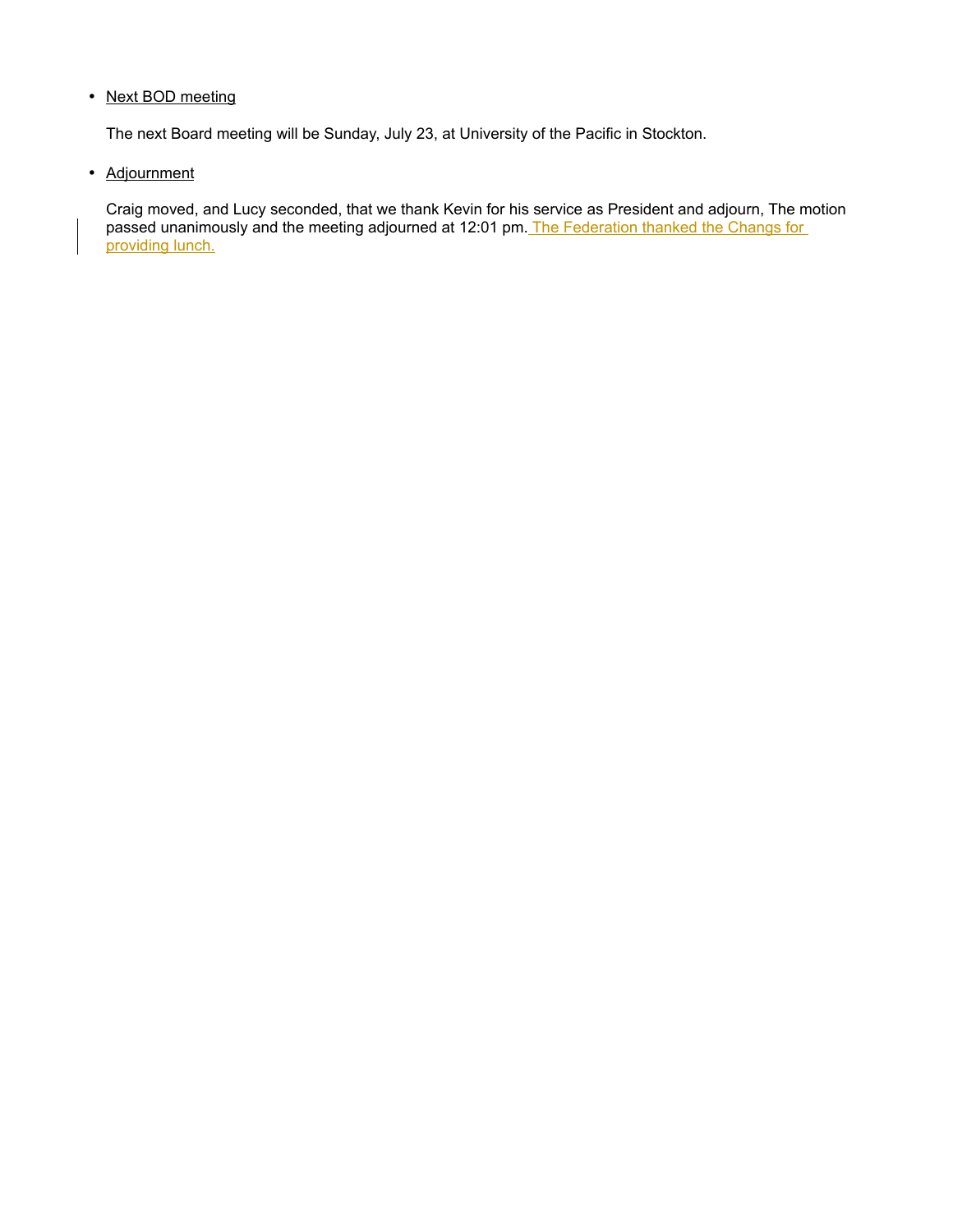- Next BOD meeting

  The next Board meeting will be Sunday, July 23, at University of the Pacific in Stockton.

- Adjournment

  Craig moved, and Lucy seconded, that we thank Kevin for his service as President and adjourn, The motion passed unanimously and the meeting adjourned at 12:01 pm. The Federation thanked the Changs for providing lunch.